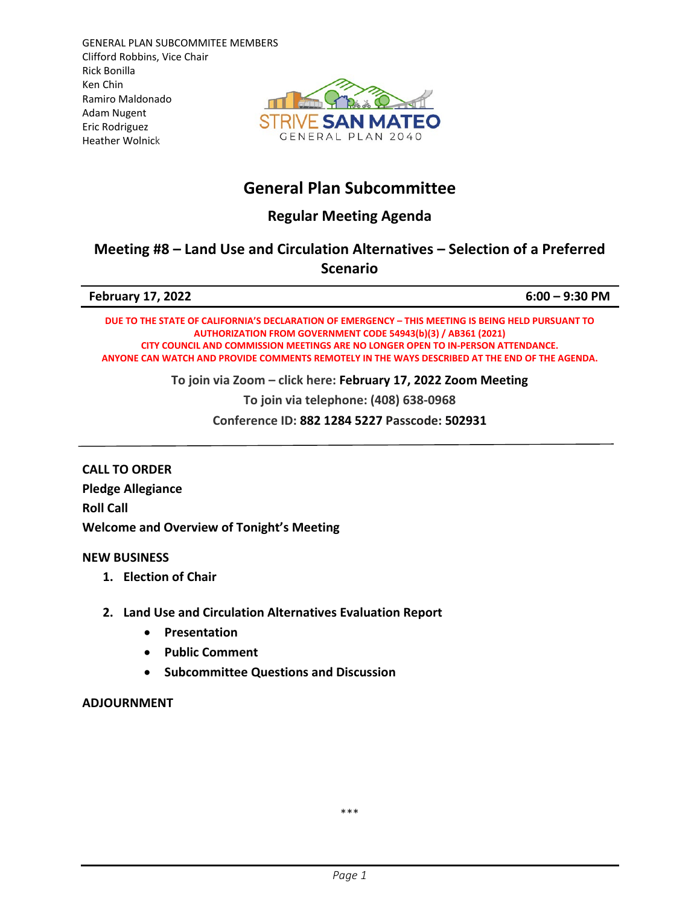GENERAL PLAN SUBCOMMITEE MEMBERS
Clifford Robbins, Vice Chair
Rick Bonilla
Ken Chin
Ramiro Maldonado
Adam Nugent
Eric Rodriguez
Heather Wolnick

STRIVE SAN MATEO
GENERAL PLAN 2040

# General Plan Subcommittee

## Regular Meeting Agenda

## Meeting #8 – Land Use and Circulation Alternatives – Selection of a Preferred Scenario

**February 17, 2022** | **6:00 – 9:30 PM**

**DUE TO THE STATE OF CALIFORNIA'S DECLARATION OF EMERGENCY – THIS MEETING IS BEING HELD PURSUANT TO AUTHORIZATION FROM GOVERNMENT CODE 54943(b)(3) / AB361 (2021)**
**CITY COUNCIL AND COMMISSION MEETINGS ARE NO LONGER OPEN TO IN-PERSON ATTENDANCE.**
**ANYONE CAN WATCH AND PROVIDE COMMENTS REMOTELY IN THE WAYS DESCRIBED AT THE END OF THE AGENDA.**

To join via Zoom – click here: **February 17, 2022 Zoom Meeting**

To join via telephone: (408) 638-0968

Conference ID: **882 1284 5227** Passcode: **502931**

---

**CALL TO ORDER**
**Pledge Allegiance**
**Roll Call**
**Welcome and Overview of Tonight's Meeting**

**NEW BUSINESS**

1. **Election of Chair**

2. **Land Use and Circulation Alternatives Evaluation Report**
   - **Presentation**
   - **Public Comment**
   - **Subcommittee Questions and Discussion**

**ADJOURNMENT**

***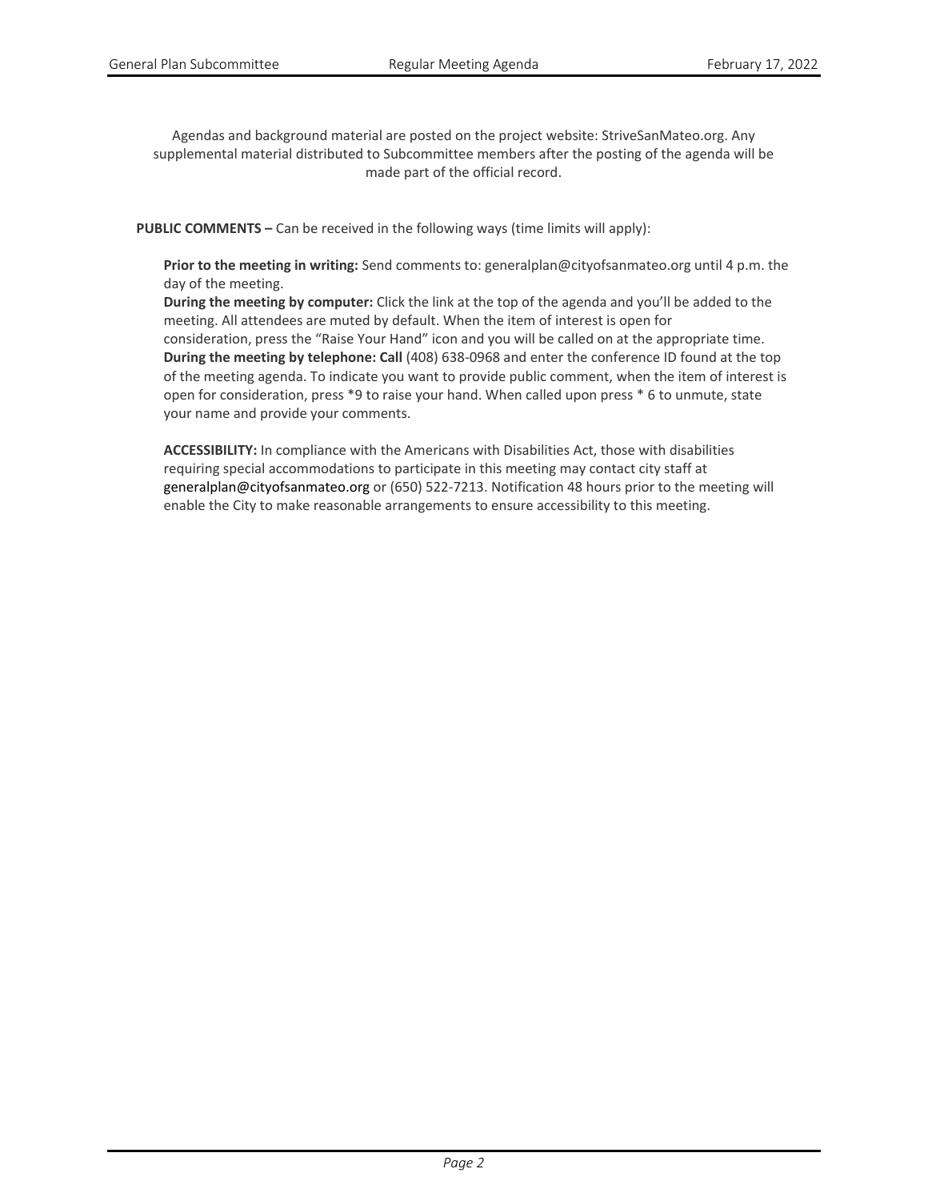Agendas and background material are posted on the project website: StriveSanMateo.org. Any supplemental material distributed to Subcommittee members after the posting of the agenda will be made part of the official record.

**PUBLIC COMMENTS –** Can be received in the following ways (time limits will apply):

**Prior to the meeting in writing:** Send comments to: generalplan@cityofsanmateo.org until 4 p.m. the day of the meeting.
**During the meeting by computer:** Click the link at the top of the agenda and you'll be added to the meeting. All attendees are muted by default. When the item of interest is open for consideration, press the "Raise Your Hand" icon and you will be called on at the appropriate time.
**During the meeting by telephone: Call** (408) 638-0968 and enter the conference ID found at the top of the meeting agenda. To indicate you want to provide public comment, when the item of interest is open for consideration, press *9 to raise your hand. When called upon press * 6 to unmute, state your name and provide your comments.

**ACCESSIBILITY:** In compliance with the Americans with Disabilities Act, those with disabilities requiring special accommodations to participate in this meeting may contact city staff at generalplan@cityofsanmateo.org or (650) 522-7213. Notification 48 hours prior to the meeting will enable the City to make reasonable arrangements to ensure accessibility to this meeting.